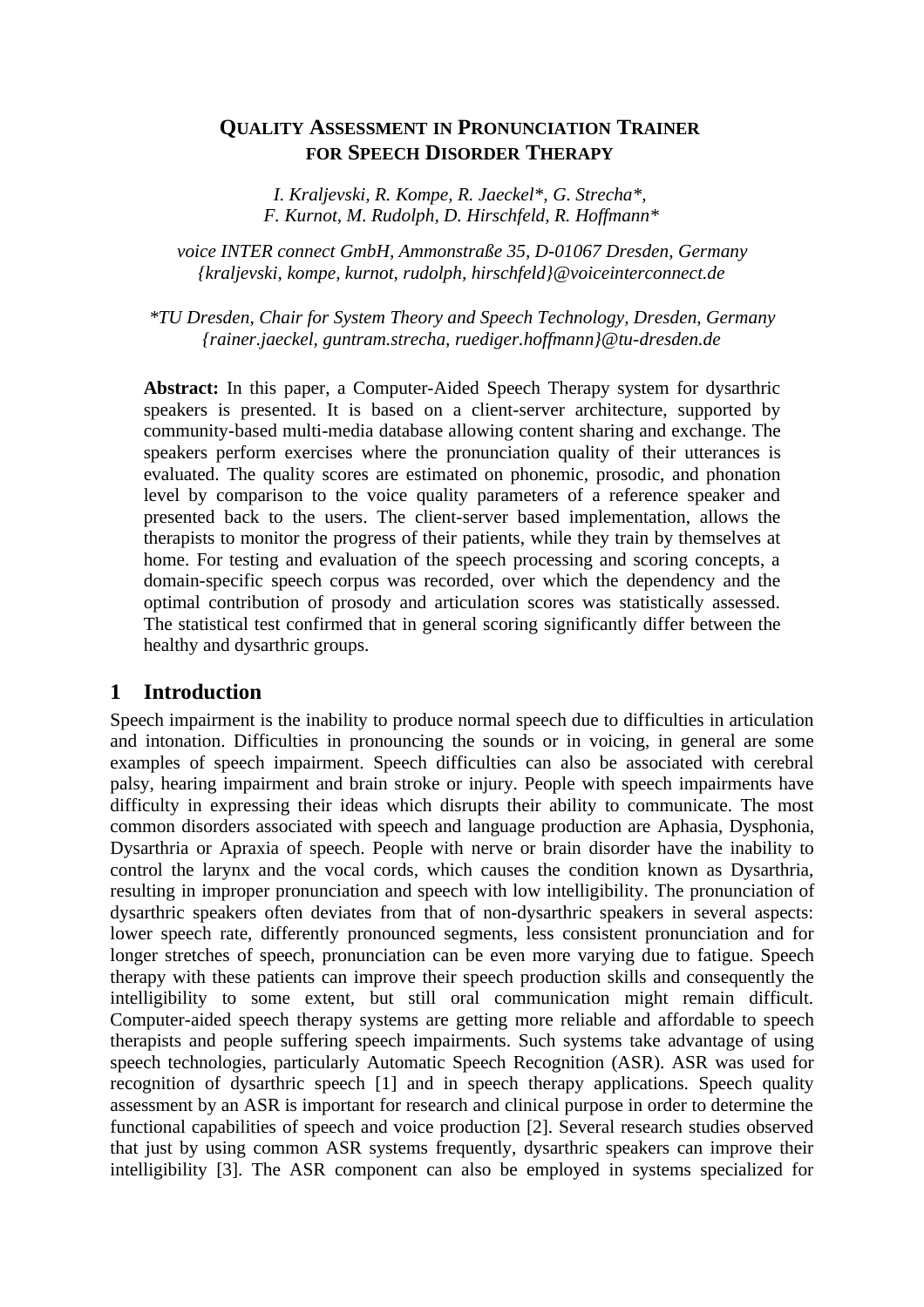# QUALITY ASSESSMENT IN PRONUNCIATION TRAINER FOR SPEECH DISORDER THERAPY

*I. Kraljevski, R. Kompe, R. Jaeckel\*, G. Strecha\*, F. Kurnot, M. Rudolph, D. Hirschfeld, R. Hoffmann\**

*voice INTER connect GmbH, Ammonstraße 35, D-01067 Dresden, Germany {kraljevski, kompe, kurnot, rudolph, hirschfeld}@voiceinterconnect.de*

*\*TU Dresden, Chair for System Theory and Speech Technology, Dresden, Germany {rainer.jaeckel, guntram.strecha, ruediger.hoffmann}@tu-dresden.de*

**Abstract:** In this paper, a Computer-Aided Speech Therapy system for dysarthric speakers is presented. It is based on a client-server architecture, supported by community-based multi-media database allowing content sharing and exchange. The speakers perform exercises where the pronunciation quality of their utterances is evaluated. The quality scores are estimated on phonemic, prosodic, and phonation level by comparison to the voice quality parameters of a reference speaker and presented back to the users. The client-server based implementation, allows the therapists to monitor the progress of their patients, while they train by themselves at home. For testing and evaluation of the speech processing and scoring concepts, a domain-specific speech corpus was recorded, over which the dependency and the optimal contribution of prosody and articulation scores was statistically assessed. The statistical test confirmed that in general scoring significantly differ between the healthy and dysarthric groups.

## 1 Introduction

Speech impairment is the inability to produce normal speech due to difficulties in articulation and intonation. Difficulties in pronouncing the sounds or in voicing, in general are some examples of speech impairment. Speech difficulties can also be associated with cerebral palsy, hearing impairment and brain stroke or injury. People with speech impairments have difficulty in expressing their ideas which disrupts their ability to communicate. The most common disorders associated with speech and language production are Aphasia, Dysphonia, Dysarthria or Apraxia of speech. People with nerve or brain disorder have the inability to control the larynx and the vocal cords, which causes the condition known as Dysarthria, resulting in improper pronunciation and speech with low intelligibility. The pronunciation of dysarthric speakers often deviates from that of non-dysarthric speakers in several aspects: lower speech rate, differently pronounced segments, less consistent pronunciation and for longer stretches of speech, pronunciation can be even more varying due to fatigue. Speech therapy with these patients can improve their speech production skills and consequently the intelligibility to some extent, but still oral communication might remain difficult. Computer-aided speech therapy systems are getting more reliable and affordable to speech therapists and people suffering speech impairments. Such systems take advantage of using speech technologies, particularly Automatic Speech Recognition (ASR). ASR was used for recognition of dysarthric speech [1] and in speech therapy applications. Speech quality assessment by an ASR is important for research and clinical purpose in order to determine the functional capabilities of speech and voice production [2]. Several research studies observed that just by using common ASR systems frequently, dysarthric speakers can improve their intelligibility [3]. The ASR component can also be employed in systems specialized for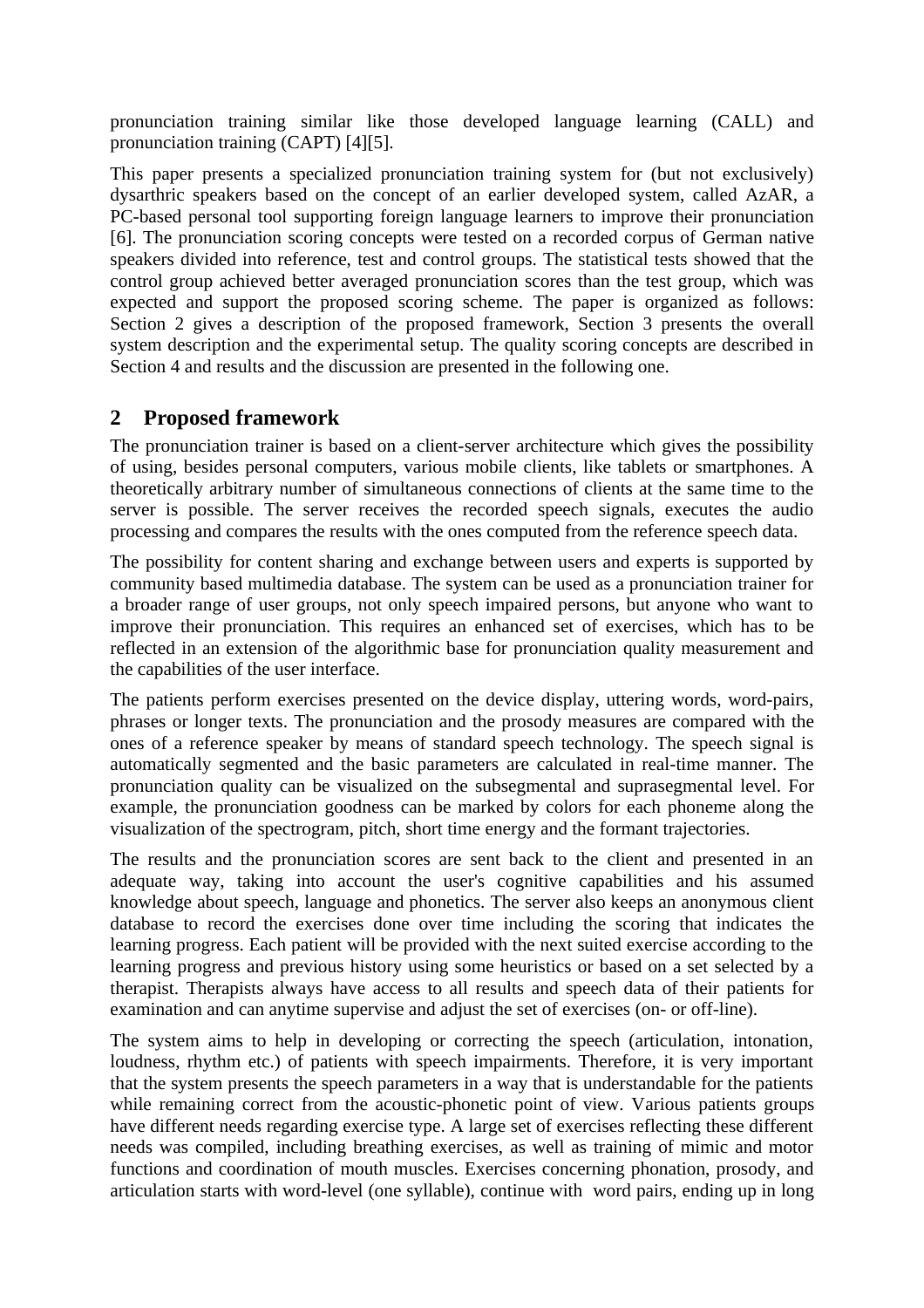pronunciation training similar like those developed language learning (CALL) and pronunciation training (CAPT) [4][5].

This paper presents a specialized pronunciation training system for (but not exclusively) dysarthric speakers based on the concept of an earlier developed system, called AzAR, a PC-based personal tool supporting foreign language learners to improve their pronunciation [6]. The pronunciation scoring concepts were tested on a recorded corpus of German native speakers divided into reference, test and control groups. The statistical tests showed that the control group achieved better averaged pronunciation scores than the test group, which was expected and support the proposed scoring scheme. The paper is organized as follows: Section 2 gives a description of the proposed framework, Section 3 presents the overall system description and the experimental setup. The quality scoring concepts are described in Section 4 and results and the discussion are presented in the following one.

## 2 Proposed framework

The pronunciation trainer is based on a client-server architecture which gives the possibility of using, besides personal computers, various mobile clients, like tablets or smartphones. A theoretically arbitrary number of simultaneous connections of clients at the same time to the server is possible. The server receives the recorded speech signals, executes the audio processing and compares the results with the ones computed from the reference speech data.

The possibility for content sharing and exchange between users and experts is supported by community based multimedia database. The system can be used as a pronunciation trainer for a broader range of user groups, not only speech impaired persons, but anyone who want to improve their pronunciation. This requires an enhanced set of exercises, which has to be reflected in an extension of the algorithmic base for pronunciation quality measurement and the capabilities of the user interface.

The patients perform exercises presented on the device display, uttering words, word-pairs, phrases or longer texts. The pronunciation and the prosody measures are compared with the ones of a reference speaker by means of standard speech technology. The speech signal is automatically segmented and the basic parameters are calculated in real-time manner. The pronunciation quality can be visualized on the subsegmental and suprasegmental level. For example, the pronunciation goodness can be marked by colors for each phoneme along the visualization of the spectrogram, pitch, short time energy and the formant trajectories.

The results and the pronunciation scores are sent back to the client and presented in an adequate way, taking into account the user's cognitive capabilities and his assumed knowledge about speech, language and phonetics. The server also keeps an anonymous client database to record the exercises done over time including the scoring that indicates the learning progress. Each patient will be provided with the next suited exercise according to the learning progress and previous history using some heuristics or based on a set selected by a therapist. Therapists always have access to all results and speech data of their patients for examination and can anytime supervise and adjust the set of exercises (on- or off-line).

The system aims to help in developing or correcting the speech (articulation, intonation, loudness, rhythm etc.) of patients with speech impairments. Therefore, it is very important that the system presents the speech parameters in a way that is understandable for the patients while remaining correct from the acoustic-phonetic point of view. Various patients groups have different needs regarding exercise type. A large set of exercises reflecting these different needs was compiled, including breathing exercises, as well as training of mimic and motor functions and coordination of mouth muscles. Exercises concerning phonation, prosody, and articulation starts with word-level (one syllable), continue with word pairs, ending up in long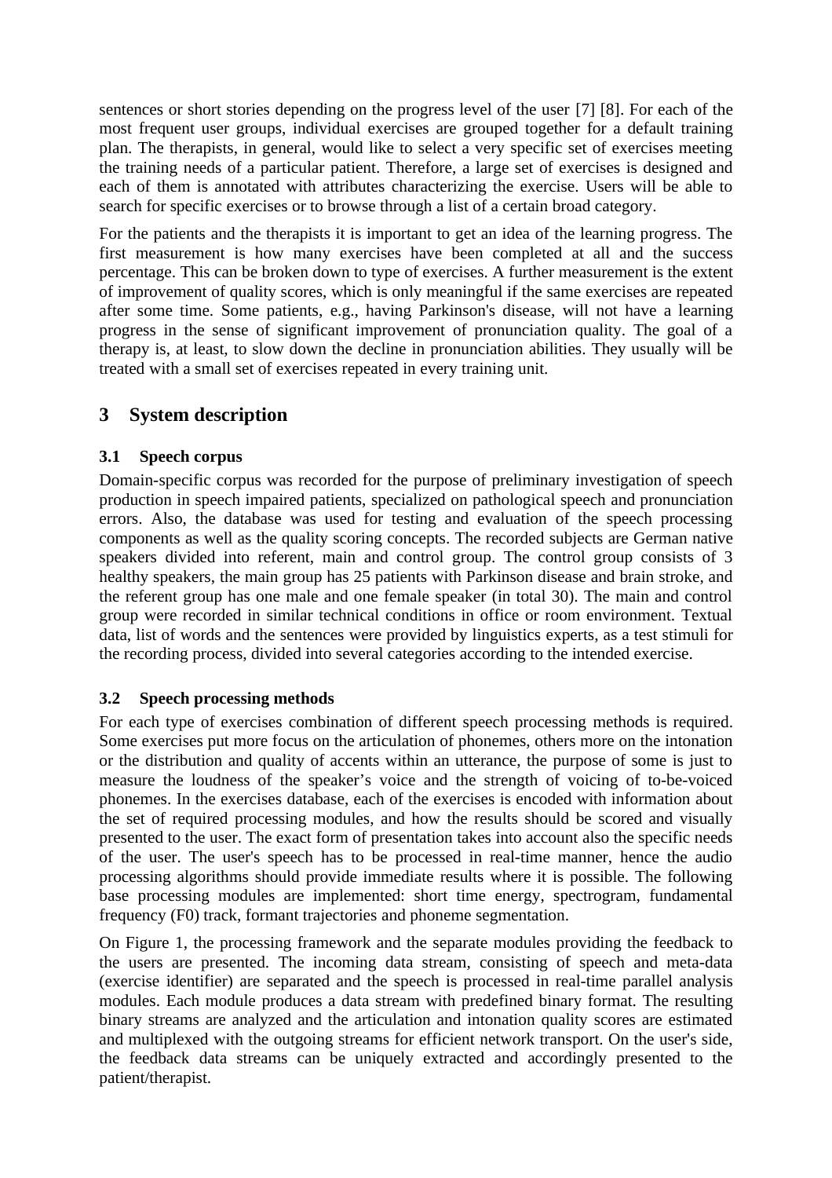sentences or short stories depending on the progress level of the user [7] [8]. For each of the most frequent user groups, individual exercises are grouped together for a default training plan. The therapists, in general, would like to select a very specific set of exercises meeting the training needs of a particular patient. Therefore, a large set of exercises is designed and each of them is annotated with attributes characterizing the exercise. Users will be able to search for specific exercises or to browse through a list of a certain broad category.

For the patients and the therapists it is important to get an idea of the learning progress. The first measurement is how many exercises have been completed at all and the success percentage. This can be broken down to type of exercises. A further measurement is the extent of improvement of quality scores, which is only meaningful if the same exercises are repeated after some time. Some patients, e.g., having Parkinson's disease, will not have a learning progress in the sense of significant improvement of pronunciation quality. The goal of a therapy is, at least, to slow down the decline in pronunciation abilities. They usually will be treated with a small set of exercises repeated in every training unit.

## 3 System description

### 3.1 Speech corpus

Domain-specific corpus was recorded for the purpose of preliminary investigation of speech production in speech impaired patients, specialized on pathological speech and pronunciation errors. Also, the database was used for testing and evaluation of the speech processing components as well as the quality scoring concepts. The recorded subjects are German native speakers divided into referent, main and control group. The control group consists of 3 healthy speakers, the main group has 25 patients with Parkinson disease and brain stroke, and the referent group has one male and one female speaker (in total 30). The main and control group were recorded in similar technical conditions in office or room environment. Textual data, list of words and the sentences were provided by linguistics experts, as a test stimuli for the recording process, divided into several categories according to the intended exercise.

### 3.2 Speech processing methods

For each type of exercises combination of different speech processing methods is required. Some exercises put more focus on the articulation of phonemes, others more on the intonation or the distribution and quality of accents within an utterance, the purpose of some is just to measure the loudness of the speaker's voice and the strength of voicing of to-be-voiced phonemes. In the exercises database, each of the exercises is encoded with information about the set of required processing modules, and how the results should be scored and visually presented to the user. The exact form of presentation takes into account also the specific needs of the user. The user's speech has to be processed in real-time manner, hence the audio processing algorithms should provide immediate results where it is possible. The following base processing modules are implemented: short time energy, spectrogram, fundamental frequency (F0) track, formant trajectories and phoneme segmentation.

On Figure 1, the processing framework and the separate modules providing the feedback to the users are presented. The incoming data stream, consisting of speech and meta-data (exercise identifier) are separated and the speech is processed in real-time parallel analysis modules. Each module produces a data stream with predefined binary format. The resulting binary streams are analyzed and the articulation and intonation quality scores are estimated and multiplexed with the outgoing streams for efficient network transport. On the user's side, the feedback data streams can be uniquely extracted and accordingly presented to the patient/therapist.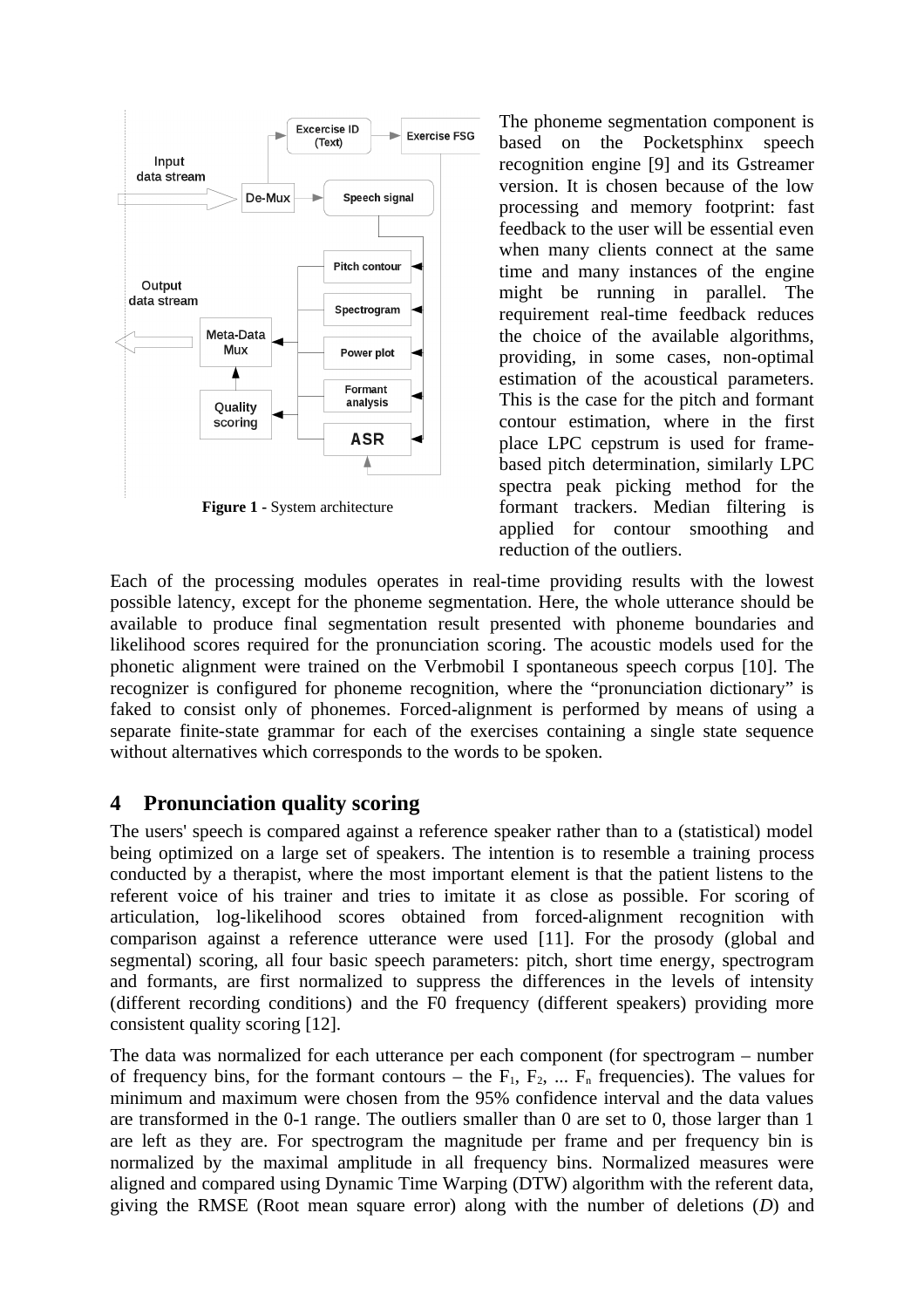The phoneme segmentation component is based on the Pocketsphinx speech recognition engine [9] and its Gstreamer version. It is chosen because of the low processing and memory footprint: fast feedback to the user will be essential even when many clients connect at the same time and many instances of the engine might be running in parallel. The requirement real-time feedback reduces the choice of the available algorithms, providing, in some cases, non-optimal estimation of the acoustical parameters. This is the case for the pitch and formant contour estimation, where in the first place LPC cepstrum is used for frame-based pitch determination, similarly LPC spectra peak picking method for the formant trackers. Median filtering is applied for contour smoothing and reduction of the outliers.

**Figure 1** - System architecture

Each of the processing modules operates in real-time providing results with the lowest possible latency, except for the phoneme segmentation. Here, the whole utterance should be available to produce final segmentation result presented with phoneme boundaries and likelihood scores required for the pronunciation scoring. The acoustic models used for the phonetic alignment were trained on the Verbmobil I spontaneous speech corpus [10]. The recognizer is configured for phoneme recognition, where the "pronunciation dictionary" is faked to consist only of phonemes. Forced-alignment is performed by means of using a separate finite-state grammar for each of the exercises containing a single state sequence without alternatives which corresponds to the words to be spoken.

## 4 Pronunciation quality scoring

The users' speech is compared against a reference speaker rather than to a (statistical) model being optimized on a large set of speakers. The intention is to resemble a training process conducted by a therapist, where the most important element is that the patient listens to the referent voice of his trainer and tries to imitate it as close as possible. For scoring of articulation, log-likelihood scores obtained from forced-alignment recognition with comparison against a reference utterance were used [11]. For the prosody (global and segmental) scoring, all four basic speech parameters: pitch, short time energy, spectrogram and formants, are first normalized to suppress the differences in the levels of intensity (different recording conditions) and the F0 frequency (different speakers) providing more consistent quality scoring [12].

The data was normalized for each utterance per each component (for spectrogram – number of frequency bins, for the formant contours – the $F_1$, $F_2$, ... $F_n$ frequencies). The values for minimum and maximum were chosen from the 95% confidence interval and the data values are transformed in the 0-1 range. The outliers smaller than 0 are set to 0, those larger than 1 are left as they are. For spectrogram the magnitude per frame and per frequency bin is normalized by the maximal amplitude in all frequency bins. Normalized measures were aligned and compared using Dynamic Time Warping (DTW) algorithm with the referent data, giving the RMSE (Root mean square error) along with the number of deletions ($D$) and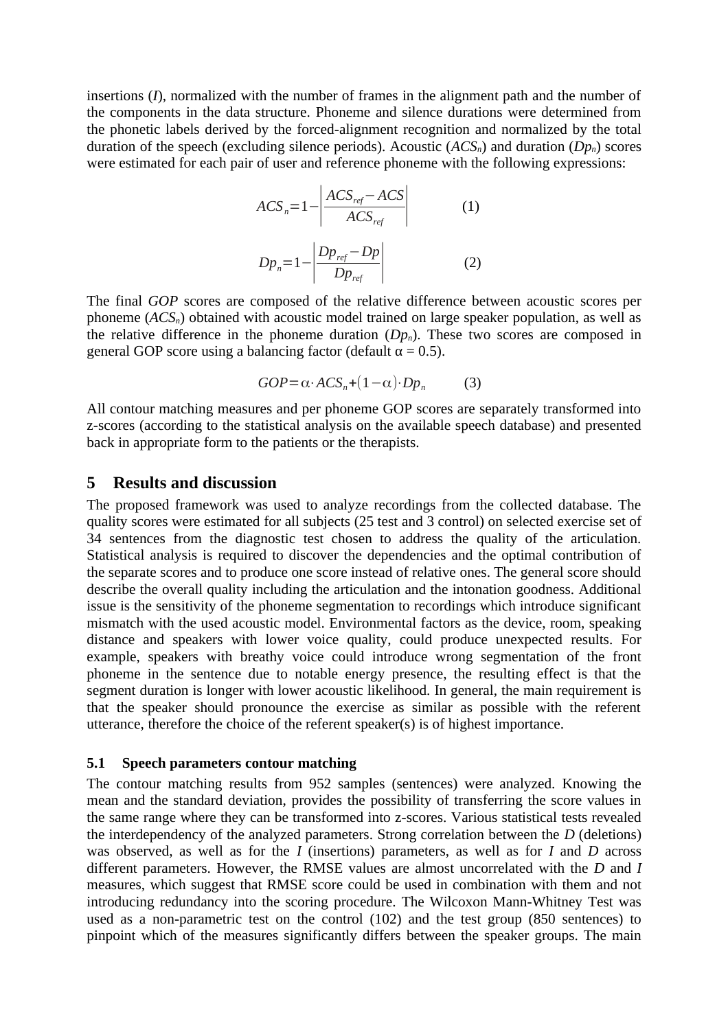insertions (*I*), normalized with the number of frames in the alignment path and the number of the components in the data structure. Phoneme and silence durations were determined from the phonetic labels derived by the forced-alignment recognition and normalized by the total duration of the speech (excluding silence periods). Acoustic ($ACS_n$) and duration ($Dp_n$) scores were estimated for each pair of user and reference phoneme with the following expressions:

$$ACS_n = 1 - \left| \frac{ACS_{ref} - ACS}{ACS_{ref}} \right| \quad (1)$$

$$Dp_n = 1 - \left| \frac{Dp_{ref} - Dp}{Dp_{ref}} \right| \quad (2)$$

The final *GOP* scores are composed of the relative difference between acoustic scores per phoneme ($ACS_n$) obtained with acoustic model trained on large speaker population, as well as the relative difference in the phoneme duration ($Dp_n$). These two scores are composed in general GOP score using a balancing factor (default $\alpha = 0.5$).

$$GOP = \alpha \cdot ACS_n + (1 - \alpha) \cdot Dp_n \quad (3)$$

All contour matching measures and per phoneme GOP scores are separately transformed into z-scores (according to the statistical analysis on the available speech database) and presented back in appropriate form to the patients or the therapists.

## 5 Results and discussion

The proposed framework was used to analyze recordings from the collected database. The quality scores were estimated for all subjects (25 test and 3 control) on selected exercise set of 34 sentences from the diagnostic test chosen to address the quality of the articulation. Statistical analysis is required to discover the dependencies and the optimal contribution of the separate scores and to produce one score instead of relative ones. The general score should describe the overall quality including the articulation and the intonation goodness. Additional issue is the sensitivity of the phoneme segmentation to recordings which introduce significant mismatch with the used acoustic model. Environmental factors as the device, room, speaking distance and speakers with lower voice quality, could produce unexpected results. For example, speakers with breathy voice could introduce wrong segmentation of the front phoneme in the sentence due to notable energy presence, the resulting effect is that the segment duration is longer with lower acoustic likelihood. In general, the main requirement is that the speaker should pronounce the exercise as similar as possible with the referent utterance, therefore the choice of the referent speaker(s) is of highest importance.

### 5.1 Speech parameters contour matching

The contour matching results from 952 samples (sentences) were analyzed. Knowing the mean and the standard deviation, provides the possibility of transferring the score values in the same range where they can be transformed into z-scores. Various statistical tests revealed the interdependency of the analyzed parameters. Strong correlation between the *D* (deletions) was observed, as well as for the *I* (insertions) parameters, as well as for *I* and *D* across different parameters. However, the RMSE values are almost uncorrelated with the *D* and *I* measures, which suggest that RMSE score could be used in combination with them and not introducing redundancy into the scoring procedure. The Wilcoxon Mann-Whitney Test was used as a non-parametric test on the control (102) and the test group (850 sentences) to pinpoint which of the measures significantly differs between the speaker groups. The main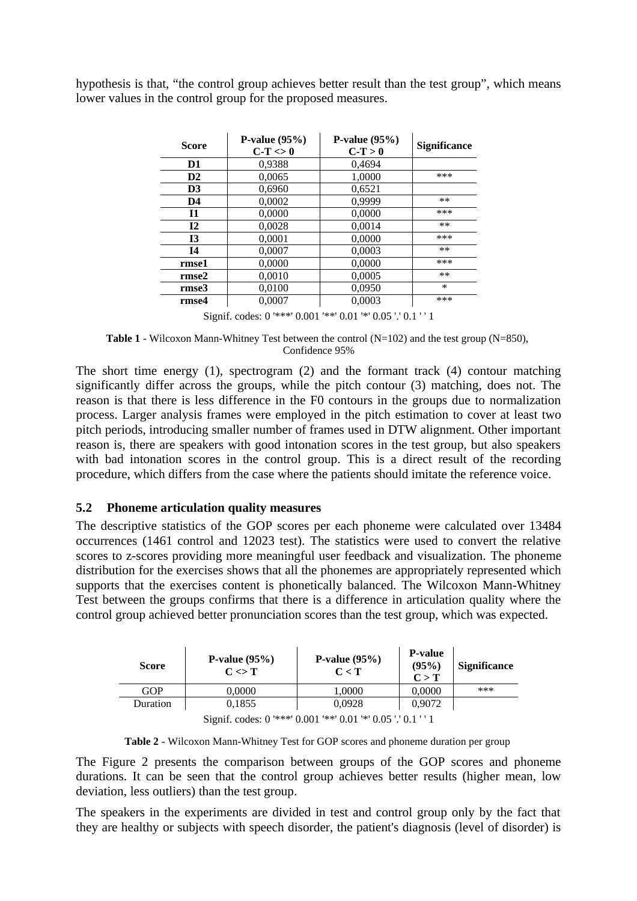hypothesis is that, “the control group achieves better result than the test group”, which means lower values in the control group for the proposed measures.

| Score | P-value (95%) C-T <> 0 | P-value (95%) C-T > 0 | Significance |
|---|---|---|---|
| **D1** | 0,9388 | 0,4694 | |
| **D2** | 0,0065 | 1,0000 | *** |
| **D3** | 0,6960 | 0,6521 | |
| **D4** | 0,0002 | 0,9999 | ** |
| **I1** | 0,0000 | 0,0000 | *** |
| **I2** | 0,0028 | 0,0014 | ** |
| **I3** | 0,0001 | 0,0000 | *** |
| **I4** | 0,0007 | 0,0003 | ** |
| **rmse1** | 0,0000 | 0,0000 | *** |
| **rmse2** | 0,0010 | 0,0005 | ** |
| **rmse3** | 0,0100 | 0,0950 | * |
| **rmse4** | 0,0007 | 0,0003 | *** |

Signif. codes: 0 '***' 0.001 '**' 0.01 '*' 0.05 '.' 0.1 ' ' 1

**Table 1** - Wilcoxon Mann-Whitney Test between the control (N=102) and the test group (N=850), Confidence 95%

The short time energy (1), spectrogram (2) and the formant track (4) contour matching significantly differ across the groups, while the pitch contour (3) matching, does not. The reason is that there is less difference in the F0 contours in the groups due to normalization process. Larger analysis frames were employed in the pitch estimation to cover at least two pitch periods, introducing smaller number of frames used in DTW alignment. Other important reason is, there are speakers with good intonation scores in the test group, but also speakers with bad intonation scores in the control group. This is a direct result of the recording procedure, which differs from the case where the patients should imitate the reference voice.

## 5.2 Phoneme articulation quality measures

The descriptive statistics of the GOP scores per each phoneme were calculated over 13484 occurrences (1461 control and 12023 test). The statistics were used to convert the relative scores to z-scores providing more meaningful user feedback and visualization. The phoneme distribution for the exercises shows that all the phonemes are appropriately represented which supports that the exercises content is phonetically balanced. The Wilcoxon Mann-Whitney Test between the groups confirms that there is a difference in articulation quality where the control group achieved better pronunciation scores than the test group, which was expected.

| Score | P-value (95%) C <> T | P-value (95%) C < T | P-value (95%) C > T | Significance |
|---|---|---|---|---|
| GOP | 0,0000 | 1,0000 | 0,0000 | *** |
| Duration | 0,1855 | 0,0928 | 0,9072 | |

Signif. codes: 0 '***' 0.001 '**' 0.01 '*' 0.05 '.' 0.1 ' ' 1

**Table 2** - Wilcoxon Mann-Whitney Test for GOP scores and phoneme duration per group

The Figure 2 presents the comparison between groups of the GOP scores and phoneme durations. It can be seen that the control group achieves better results (higher mean, low deviation, less outliers) than the test group.

The speakers in the experiments are divided in test and control group only by the fact that they are healthy or subjects with speech disorder, the patient's diagnosis (level of disorder) is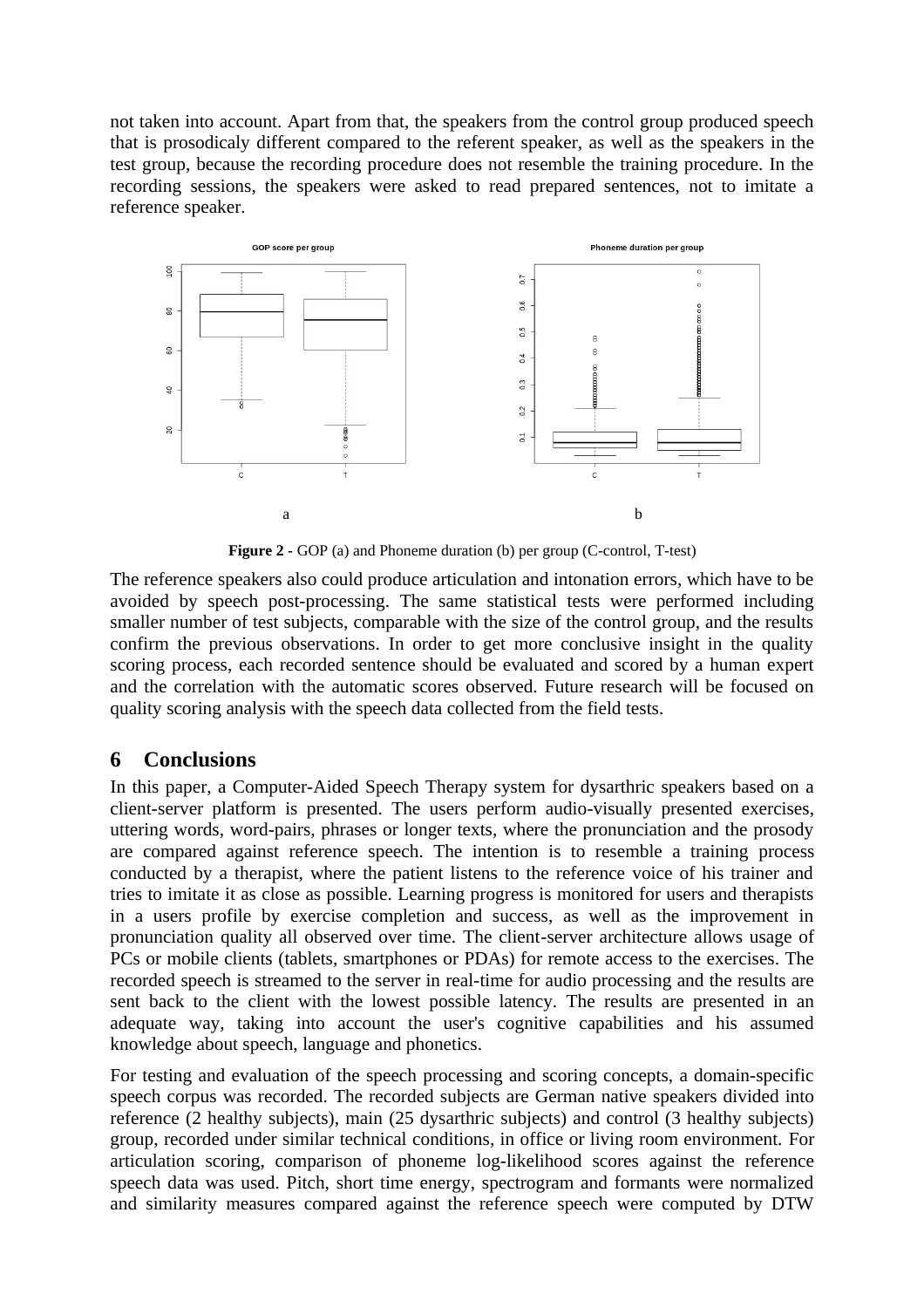not taken into account. Apart from that, the speakers from the control group produced speech that is prosodicaly different compared to the referent speaker, as well as the speakers in the test group, because the recording procedure does not resemble the training procedure. In the recording sessions, the speakers were asked to read prepared sentences, not to imitate a reference speaker.

**Figure 2 -** GOP (a) and Phoneme duration (b) per group (C-control, T-test)

The reference speakers also could produce articulation and intonation errors, which have to be avoided by speech post-processing. The same statistical tests were performed including smaller number of test subjects, comparable with the size of the control group, and the results confirm the previous observations. In order to get more conclusive insight in the quality scoring process, each recorded sentence should be evaluated and scored by a human expert and the correlation with the automatic scores observed. Future research will be focused on quality scoring analysis with the speech data collected from the field tests.

## 6 Conclusions

In this paper, a Computer-Aided Speech Therapy system for dysarthric speakers based on a client-server platform is presented. The users perform audio-visually presented exercises, uttering words, word-pairs, phrases or longer texts, where the pronunciation and the prosody are compared against reference speech. The intention is to resemble a training process conducted by a therapist, where the patient listens to the reference voice of his trainer and tries to imitate it as close as possible. Learning progress is monitored for users and therapists in a users profile by exercise completion and success, as well as the improvement in pronunciation quality all observed over time. The client-server architecture allows usage of PCs or mobile clients (tablets, smartphones or PDAs) for remote access to the exercises. The recorded speech is streamed to the server in real-time for audio processing and the results are sent back to the client with the lowest possible latency. The results are presented in an adequate way, taking into account the user's cognitive capabilities and his assumed knowledge about speech, language and phonetics.

For testing and evaluation of the speech processing and scoring concepts, a domain-specific speech corpus was recorded. The recorded subjects are German native speakers divided into reference (2 healthy subjects), main (25 dysarthric subjects) and control (3 healthy subjects) group, recorded under similar technical conditions, in office or living room environment. For articulation scoring, comparison of phoneme log-likelihood scores against the reference speech data was used. Pitch, short time energy, spectrogram and formants were normalized and similarity measures compared against the reference speech were computed by DTW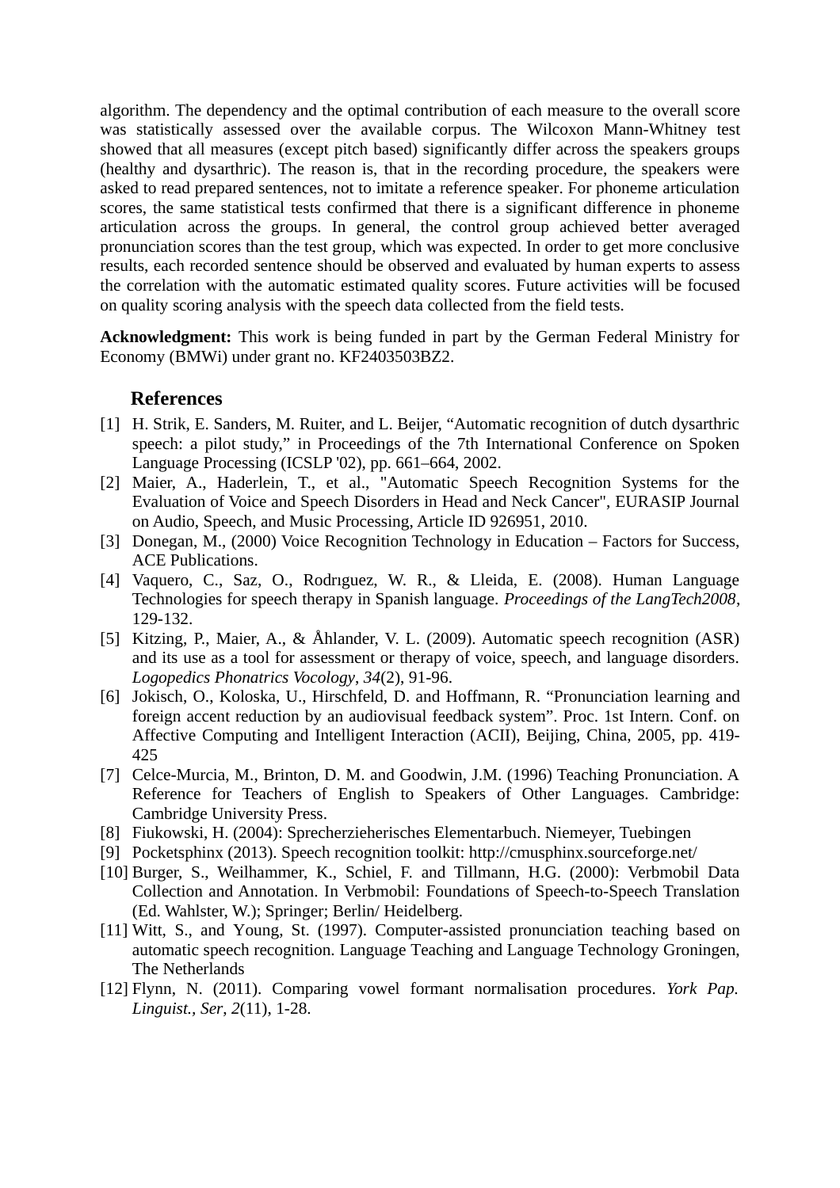algorithm. The dependency and the optimal contribution of each measure to the overall score was statistically assessed over the available corpus. The Wilcoxon Mann-Whitney test showed that all measures (except pitch based) significantly differ across the speakers groups (healthy and dysarthric). The reason is, that in the recording procedure, the speakers were asked to read prepared sentences, not to imitate a reference speaker. For phoneme articulation scores, the same statistical tests confirmed that there is a significant difference in phoneme articulation across the groups. In general, the control group achieved better averaged pronunciation scores than the test group, which was expected. In order to get more conclusive results, each recorded sentence should be observed and evaluated by human experts to assess the correlation with the automatic estimated quality scores. Future activities will be focused on quality scoring analysis with the speech data collected from the field tests.

**Acknowledgment:** This work is being funded in part by the German Federal Ministry for Economy (BMWi) under grant no. KF2403503BZ2.

## References

[1] H. Strik, E. Sanders, M. Ruiter, and L. Beijer, “Automatic recognition of dutch dysarthric speech: a pilot study,” in Proceedings of the 7th International Conference on Spoken Language Processing (ICSLP '02), pp. 661–664, 2002.

[2] Maier, A., Haderlein, T., et al., "Automatic Speech Recognition Systems for the Evaluation of Voice and Speech Disorders in Head and Neck Cancer", EURASIP Journal on Audio, Speech, and Music Processing, Article ID 926951, 2010.

[3] Donegan, M., (2000) Voice Recognition Technology in Education – Factors for Success, ACE Publications.

[4] Vaquero, C., Saz, O., Rodrıguez, W. R., & Lleida, E. (2008). Human Language Technologies for speech therapy in Spanish language. *Proceedings of the LangTech2008*, 129-132.

[5] Kitzing, P., Maier, A., & Åhlander, V. L. (2009). Automatic speech recognition (ASR) and its use as a tool for assessment or therapy of voice, speech, and language disorders. *Logopedics Phonatrics Vocology*, *34*(2), 91-96.

[6] Jokisch, O., Koloska, U., Hirschfeld, D. and Hoffmann, R. “Pronunciation learning and foreign accent reduction by an audiovisual feedback system”. Proc. 1st Intern. Conf. on Affective Computing and Intelligent Interaction (ACII), Beijing, China, 2005, pp. 419-425

[7] Celce-Murcia, M., Brinton, D. M. and Goodwin, J.M. (1996) Teaching Pronunciation. A Reference for Teachers of English to Speakers of Other Languages. Cambridge: Cambridge University Press.

[8] Fiukowski, H. (2004): Sprecherzieherisches Elementarbuch. Niemeyer, Tuebingen

[9] Pocketsphinx (2013). Speech recognition toolkit: http://cmusphinx.sourceforge.net/

[10] Burger, S., Weilhammer, K., Schiel, F. and Tillmann, H.G. (2000): Verbmobil Data Collection and Annotation. In Verbmobil: Foundations of Speech-to-Speech Translation (Ed. Wahlster, W.); Springer; Berlin/ Heidelberg.

[11] Witt, S., and Young, St. (1997). Computer-assisted pronunciation teaching based on automatic speech recognition. Language Teaching and Language Technology Groningen, The Netherlands

[12] Flynn, N. (2011). Comparing vowel formant normalisation procedures. *York Pap. Linguist., Ser*, *2*(11), 1-28.